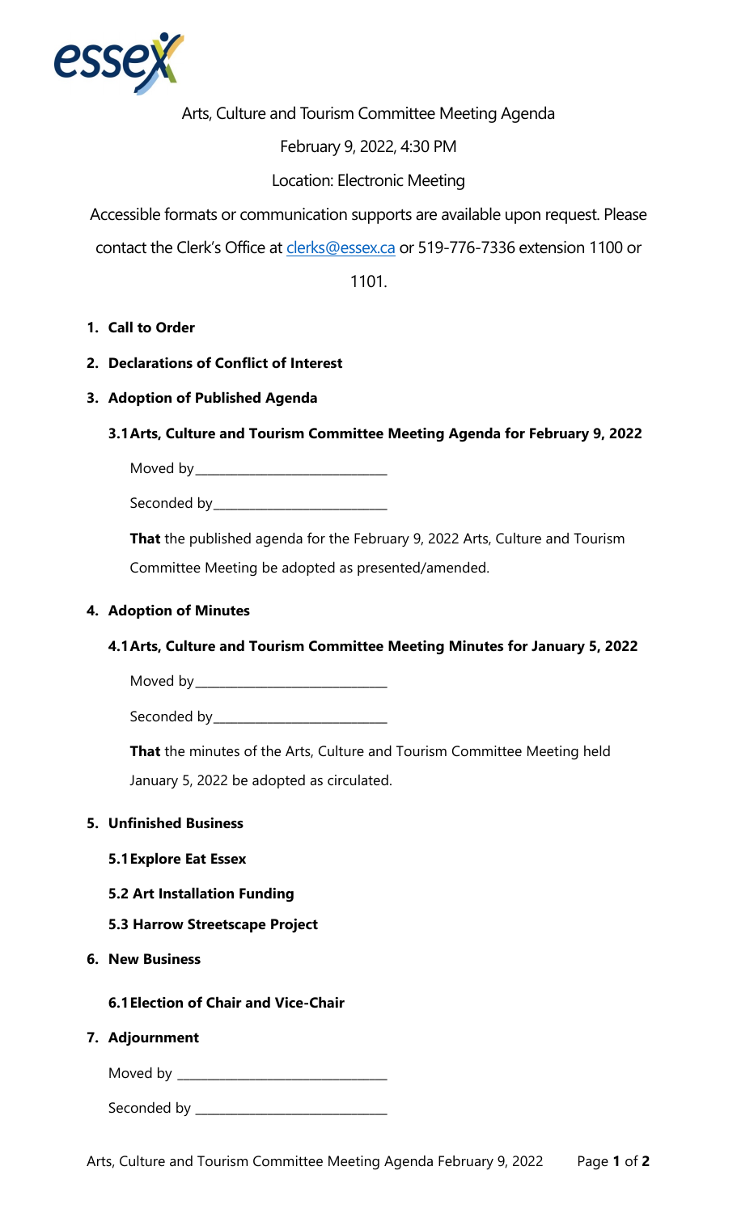# Arts, Culture and Tourism Committee Meeting Agenda

February 9, 2022, 4:30 PM

Location: Electronic Meeting

Accessible formats or communication supports are available upon request. Please contact the Clerk's Office at clerks@essex.ca or 519-776-7336 extension 1100 or 1101.

## 1. Call to Order

## 2. Declarations of Conflict of Interest

## 3. Adoption of Published Agenda

### 3.1 Arts, Culture and Tourism Committee Meeting Agenda for February 9, 2022

Moved by ______________________________

Seconded by ___________________________

**That** the published agenda for the February 9, 2022 Arts, Culture and Tourism Committee Meeting be adopted as presented/amended.

## 4. Adoption of Minutes

### 4.1 Arts, Culture and Tourism Committee Meeting Minutes for January 5, 2022

Moved by ______________________________

Seconded by ___________________________

**That** the minutes of the Arts, Culture and Tourism Committee Meeting held January 5, 2022 be adopted as circulated.

## 5. Unfinished Business

### 5.1 Explore Eat Essex

### 5.2 Art Installation Funding

### 5.3 Harrow Streetscape Project

## 6. New Business

### 6.1 Election of Chair and Vice-Chair

## 7. Adjournment

Moved by ________________________________

Seconded by _____________________________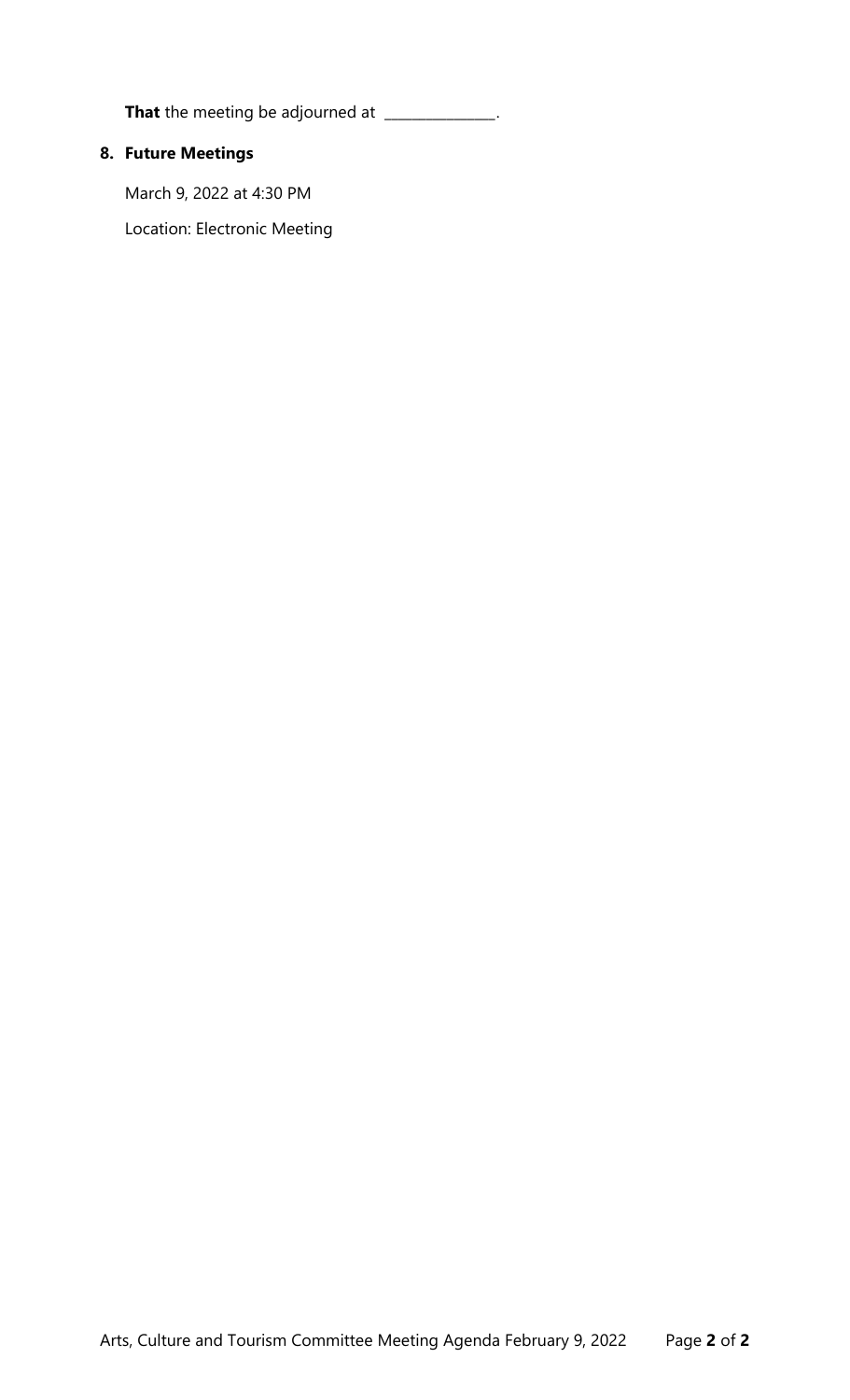**That** the meeting be adjourned at _______________.

## 8. Future Meetings

March 9, 2022 at 4:30 PM

Location: Electronic Meeting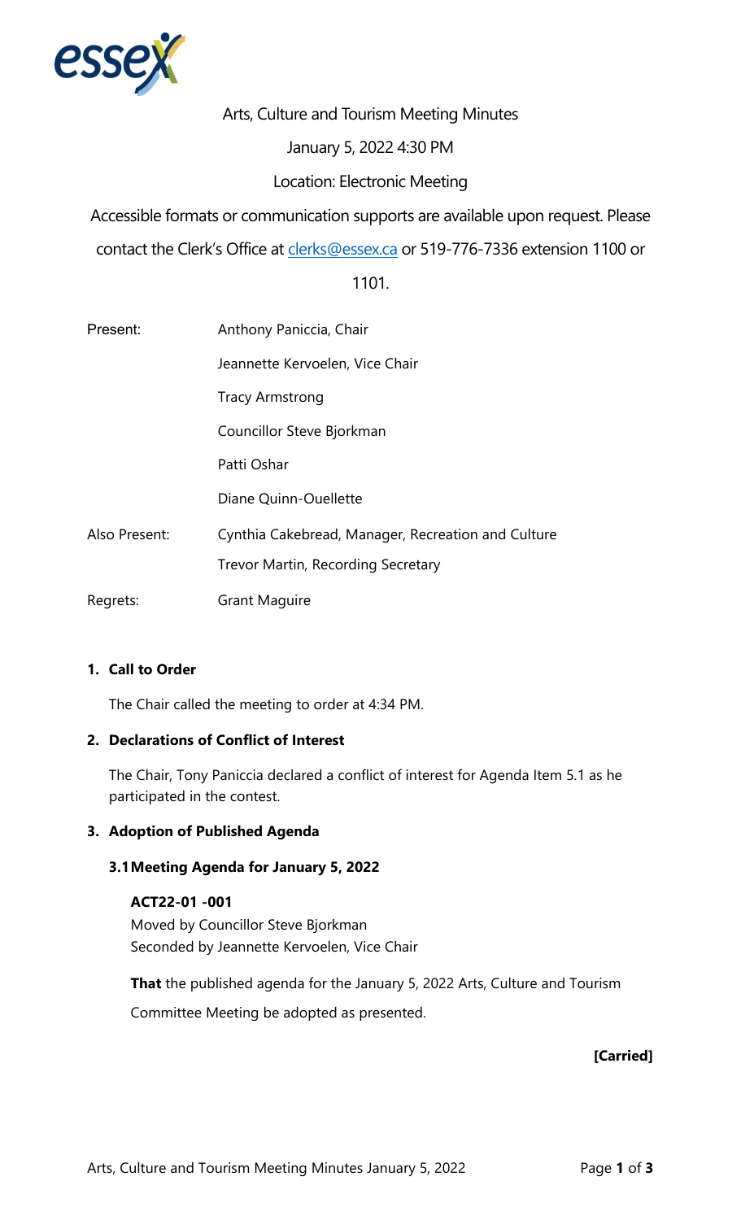# Arts, Culture and Tourism Meeting Minutes

January 5, 2022 4:30 PM

Location: Electronic Meeting

Accessible formats or communication supports are available upon request. Please contact the Clerk's Office at clerks@essex.ca or 519-776-7336 extension 1100 or 1101.

| | |
|---|---|
| Present: | Anthony Paniccia, Chair |
| | Jeannette Kervoelen, Vice Chair |
| | Tracy Armstrong |
| | Councillor Steve Bjorkman |
| | Patti Oshar |
| | Diane Quinn-Ouellette |
| Also Present: | Cynthia Cakebread, Manager, Recreation and Culture |
| | Trevor Martin, Recording Secretary |
| Regrets: | Grant Maguire |

## 1. Call to Order

The Chair called the meeting to order at 4:34 PM.

## 2. Declarations of Conflict of Interest

The Chair, Tony Paniccia declared a conflict of interest for Agenda Item 5.1 as he participated in the contest.

## 3. Adoption of Published Agenda

### 3.1 Meeting Agenda for January 5, 2022

**ACT22-01 -001**
Moved by Councillor Steve Bjorkman
Seconded by Jeannette Kervoelen, Vice Chair

**That** the published agenda for the January 5, 2022 Arts, Culture and Tourism Committee Meeting be adopted as presented.

**[Carried]**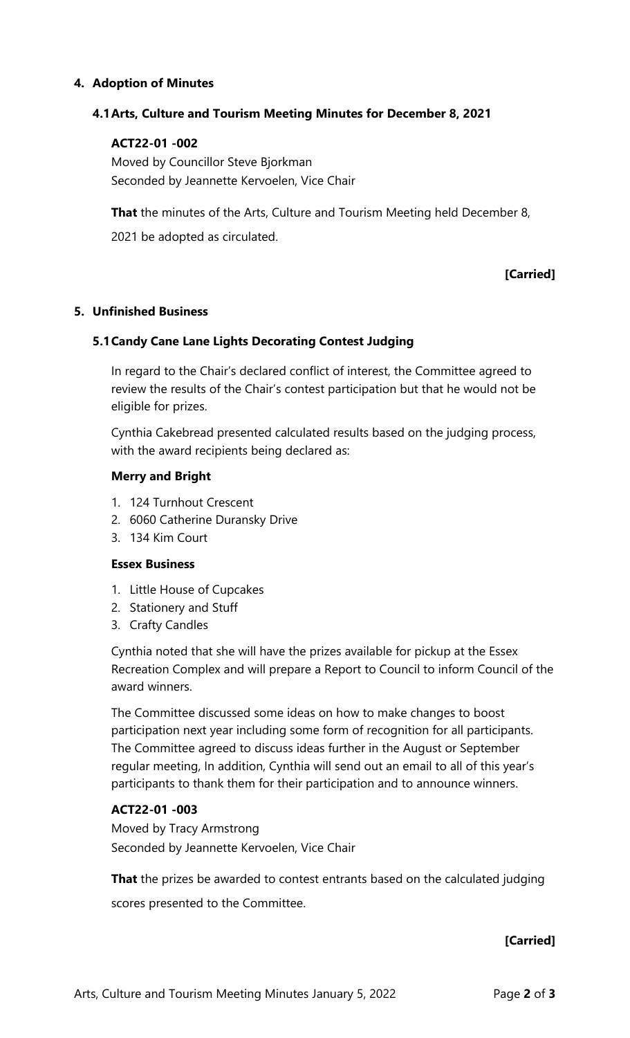## 4. Adoption of Minutes

### 4.1 Arts, Culture and Tourism Meeting Minutes for December 8, 2021

**ACT22-01 -002**

Moved by Councillor Steve Bjorkman
Seconded by Jeannette Kervoelen, Vice Chair

**That** the minutes of the Arts, Culture and Tourism Meeting held December 8, 2021 be adopted as circulated.

**[Carried]**

## 5. Unfinished Business

### 5.1 Candy Cane Lane Lights Decorating Contest Judging

In regard to the Chair's declared conflict of interest, the Committee agreed to review the results of the Chair's contest participation but that he would not be eligible for prizes.

Cynthia Cakebread presented calculated results based on the judging process, with the award recipients being declared as:

**Merry and Bright**

1. 124 Turnhout Crescent
2. 6060 Catherine Duransky Drive
3. 134 Kim Court

**Essex Business**

1. Little House of Cupcakes
2. Stationery and Stuff
3. Crafty Candles

Cynthia noted that she will have the prizes available for pickup at the Essex Recreation Complex and will prepare a Report to Council to inform Council of the award winners.

The Committee discussed some ideas on how to make changes to boost participation next year including some form of recognition for all participants. The Committee agreed to discuss ideas further in the August or September regular meeting, In addition, Cynthia will send out an email to all of this year's participants to thank them for their participation and to announce winners.

**ACT22-01 -003**

Moved by Tracy Armstrong
Seconded by Jeannette Kervoelen, Vice Chair

**That** the prizes be awarded to contest entrants based on the calculated judging scores presented to the Committee.

**[Carried]**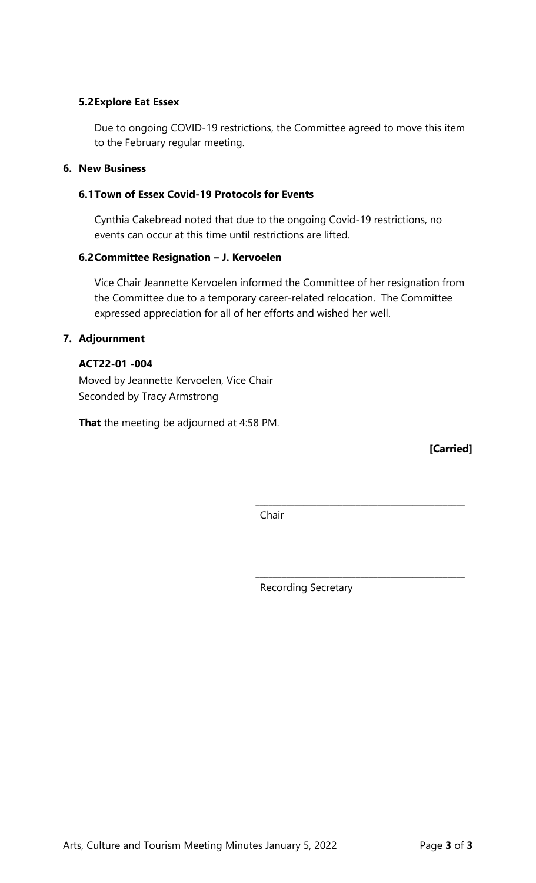### 5.2 Explore Eat Essex

Due to ongoing COVID-19 restrictions, the Committee agreed to move this item to the February regular meeting.

## 6. New Business

### 6.1 Town of Essex Covid-19 Protocols for Events

Cynthia Cakebread noted that due to the ongoing Covid-19 restrictions, no events can occur at this time until restrictions are lifted.

### 6.2 Committee Resignation – J. Kervoelen

Vice Chair Jeannette Kervoelen informed the Committee of her resignation from the Committee due to a temporary career-related relocation. The Committee expressed appreciation for all of her efforts and wished her well.

## 7. Adjournment

**ACT22-01 -004**
Moved by Jeannette Kervoelen, Vice Chair
Seconded by Tracy Armstrong

**That** the meeting be adjourned at 4:58 PM.

**[Carried]**

\_\_\_\_\_\_\_\_\_\_\_\_\_\_\_\_\_\_\_\_\_\_\_\_\_\_\_\_\_\_\_\_\_\_\_\_\_\_\_\_
Chair

\_\_\_\_\_\_\_\_\_\_\_\_\_\_\_\_\_\_\_\_\_\_\_\_\_\_\_\_\_\_\_\_\_\_\_\_\_\_\_\_
Recording Secretary